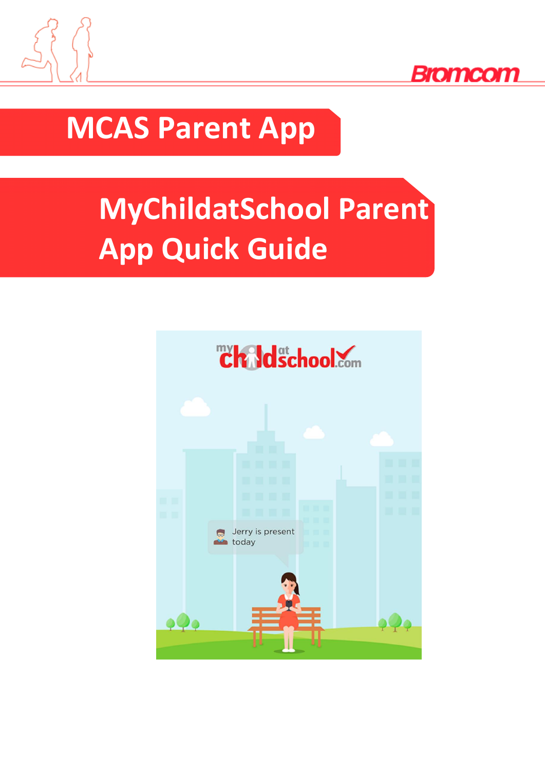# MCAS Parent App

# MyChildatSchool Parent App Quick Guide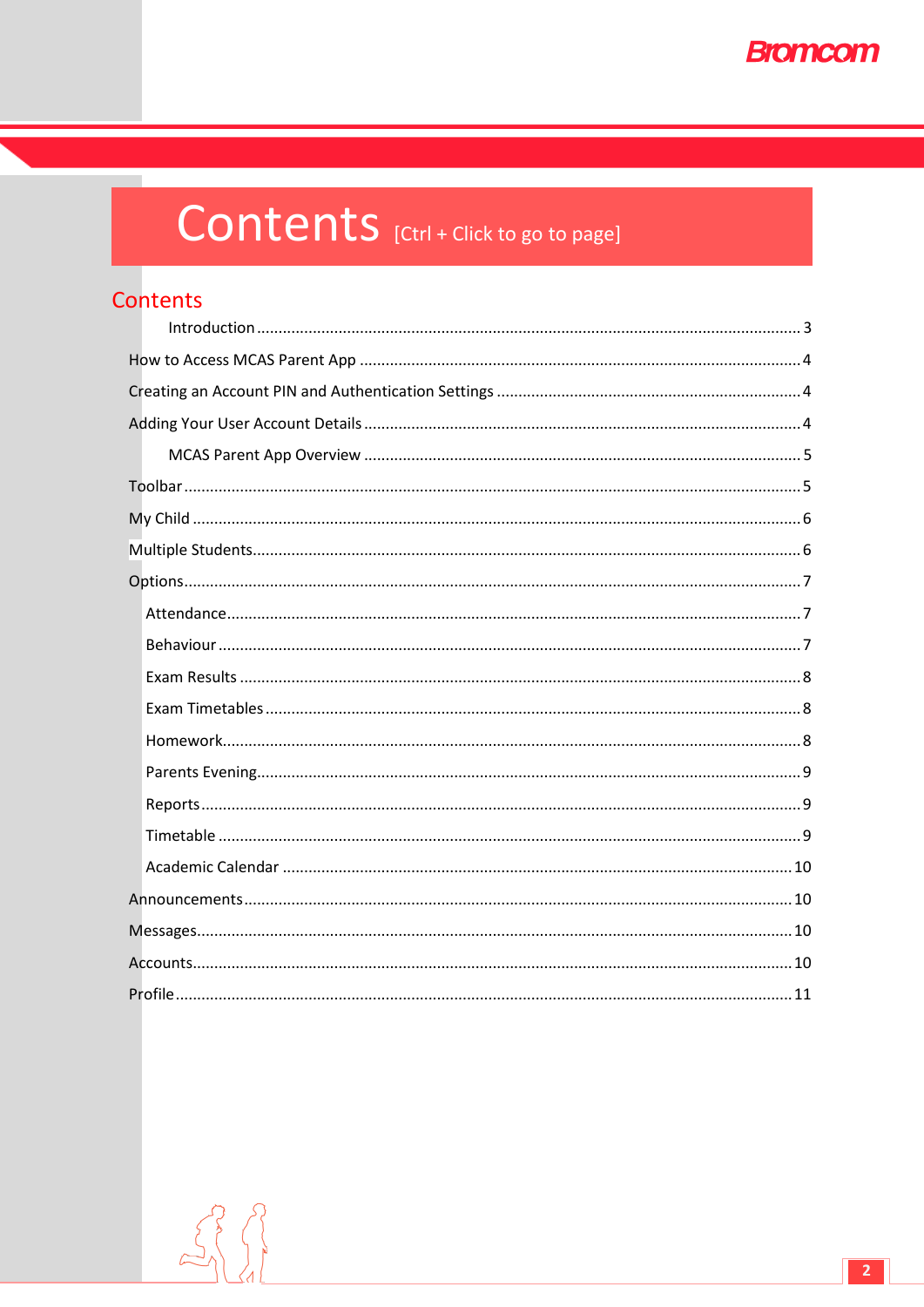# Contents [Ctrl + Click to go to page]

## Contents

- Introduction ........ 3
- How to Access MCAS Parent App ........ 4
- Creating an Account PIN and Authentication Settings ........ 4
- Adding Your User Account Details ........ 4
- MCAS Parent App Overview ........ 5
- Toolbar ........ 5
- My Child ........ 6
- Multiple Students ........ 6
- Options ........ 7
  - Attendance ........ 7
  - Behaviour ........ 7
  - Exam Results ........ 8
  - Exam Timetables ........ 8
  - Homework ........ 8
  - Parents Evening ........ 9
  - Reports ........ 9
  - Timetable ........ 9
  - Academic Calendar ........ 10
- Announcements ........ 10
- Messages ........ 10
- Accounts ........ 10
- Profile ........ 11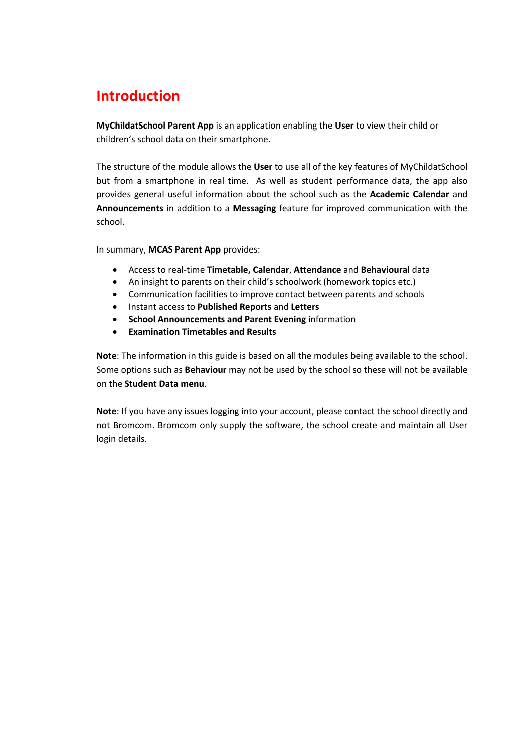# Introduction

**MyChildatSchool Parent App** is an application enabling the **User** to view their child or children's school data on their smartphone.

The structure of the module allows the **User** to use all of the key features of MyChildatSchool but from a smartphone in real time. As well as student performance data, the app also provides general useful information about the school such as the **Academic Calendar** and **Announcements** in addition to a **Messaging** feature for improved communication with the school.

In summary, **MCAS Parent App** provides:

- Access to real-time **Timetable, Calendar**, **Attendance** and **Behavioural** data
- An insight to parents on their child's schoolwork (homework topics etc.)
- Communication facilities to improve contact between parents and schools
- Instant access to **Published Reports** and **Letters**
- **School Announcements and Parent Evening** information
- **Examination Timetables and Results**

**Note**: The information in this guide is based on all the modules being available to the school. Some options such as **Behaviour** may not be used by the school so these will not be available on the **Student Data menu**.

**Note**: If you have any issues logging into your account, please contact the school directly and not Bromcom. Bromcom only supply the software, the school create and maintain all User login details.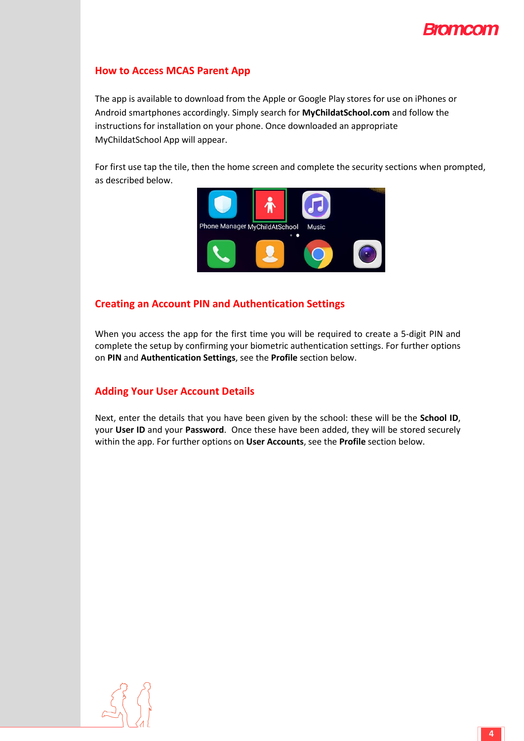## How to Access MCAS Parent App

The app is available to download from the Apple or Google Play stores for use on iPhones or Android smartphones accordingly. Simply search for **MyChildatSchool.com** and follow the instructions for installation on your phone. Once downloaded an appropriate MyChildatSchool App will appear.

For first use tap the tile, then the home screen and complete the security sections when prompted, as described below.

## Creating an Account PIN and Authentication Settings

When you access the app for the first time you will be required to create a 5-digit PIN and complete the setup by confirming your biometric authentication settings. For further options on **PIN** and **Authentication Settings**, see the **Profile** section below.

## Adding Your User Account Details

Next, enter the details that you have been given by the school: these will be the **School ID**, your **User ID** and your **Password**. Once these have been added, they will be stored securely within the app. For further options on **User Accounts**, see the **Profile** section below.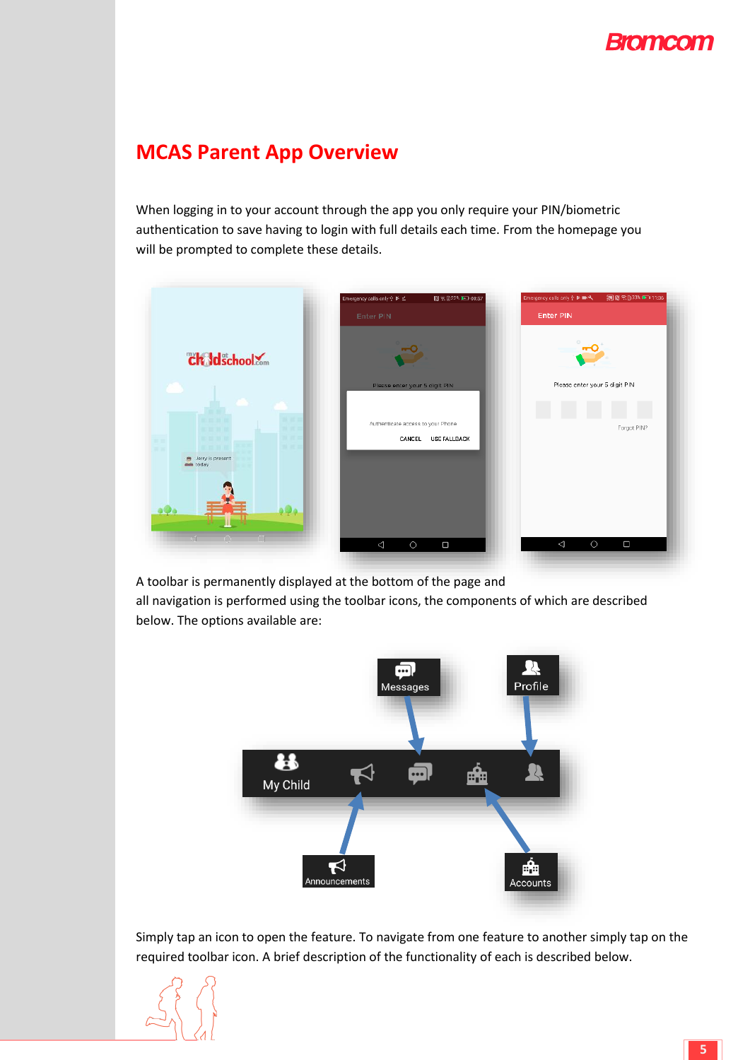# MCAS Parent App Overview

When logging in to your account through the app you only require your PIN/biometric authentication to save having to login with full details each time. From the homepage you will be prompted to complete these details.

A toolbar is permanently displayed at the bottom of the page and all navigation is performed using the toolbar icons, the components of which are described below. The options available are:

Simply tap an icon to open the feature. To navigate from one feature to another simply tap on the required toolbar icon. A brief description of the functionality of each is described below.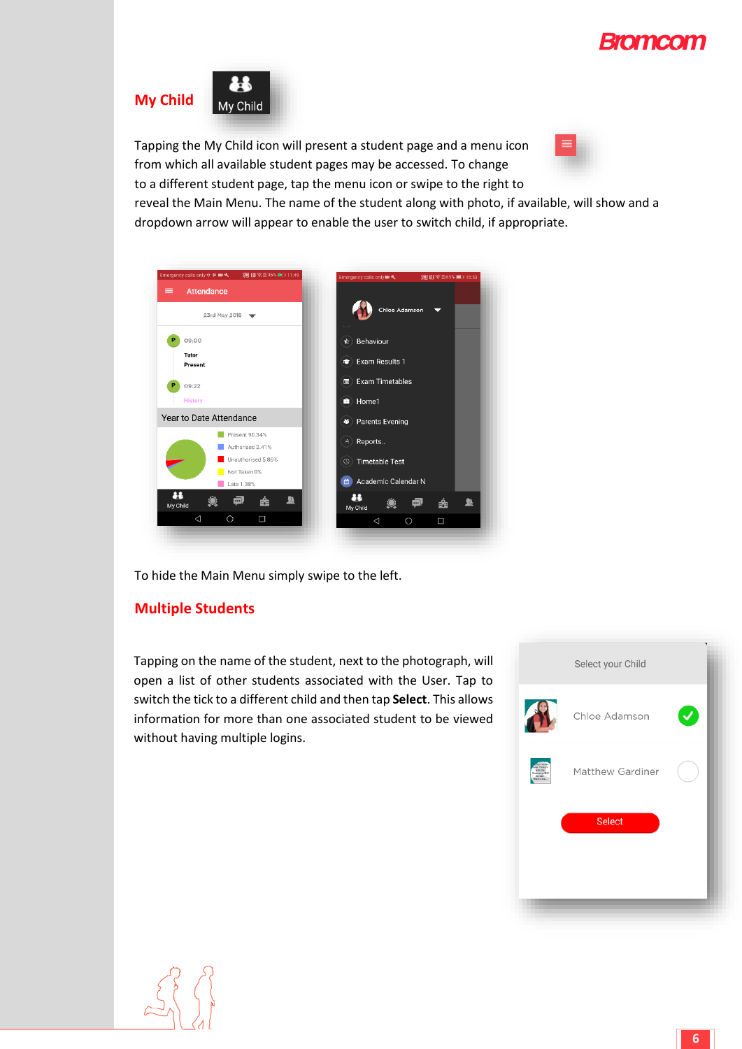## My Child

Tapping the My Child icon will present a student page and a menu icon from which all available student pages may be accessed. To change to a different student page, tap the menu icon or swipe to the right to reveal the Main Menu. The name of the student along with photo, if available, will show and a dropdown arrow will appear to enable the user to switch child, if appropriate.

To hide the Main Menu simply swipe to the left.

## Multiple Students

Tapping on the name of the student, next to the photograph, will open a list of other students associated with the User. Tap to switch the tick to a different child and then tap **Select**. This allows information for more than one associated student to be viewed without having multiple logins.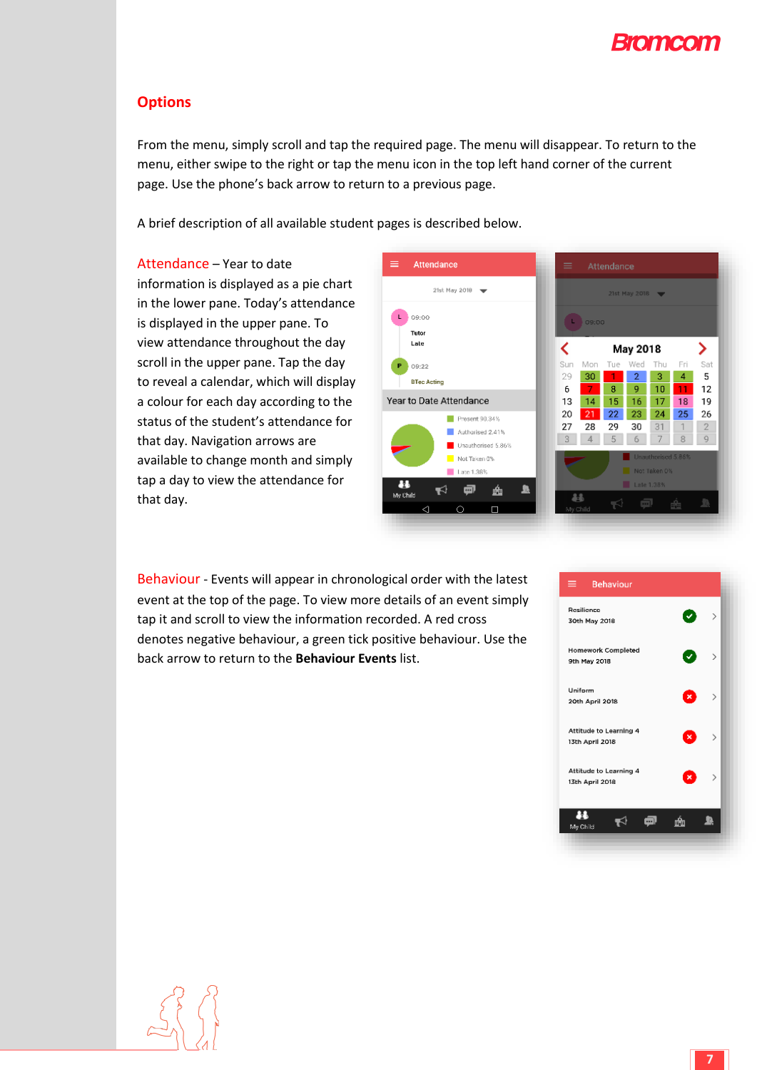## Options

From the menu, simply scroll and tap the required page. The menu will disappear. To return to the menu, either swipe to the right or tap the menu icon in the top left hand corner of the current page. Use the phone's back arrow to return to a previous page.

A brief description of all available student pages is described below.

Attendance – Year to date information is displayed as a pie chart in the lower pane. Today's attendance is displayed in the upper pane. To view attendance throughout the day scroll in the upper pane. Tap the day to reveal a calendar, which will display a colour for each day according to the status of the student's attendance for that day. Navigation arrows are available to change month and simply tap a day to view the attendance for that day.

Behaviour - Events will appear in chronological order with the latest event at the top of the page. To view more details of an event simply tap it and scroll to view the information recorded. A red cross denotes negative behaviour, a green tick positive behaviour. Use the back arrow to return to the **Behaviour Events** list.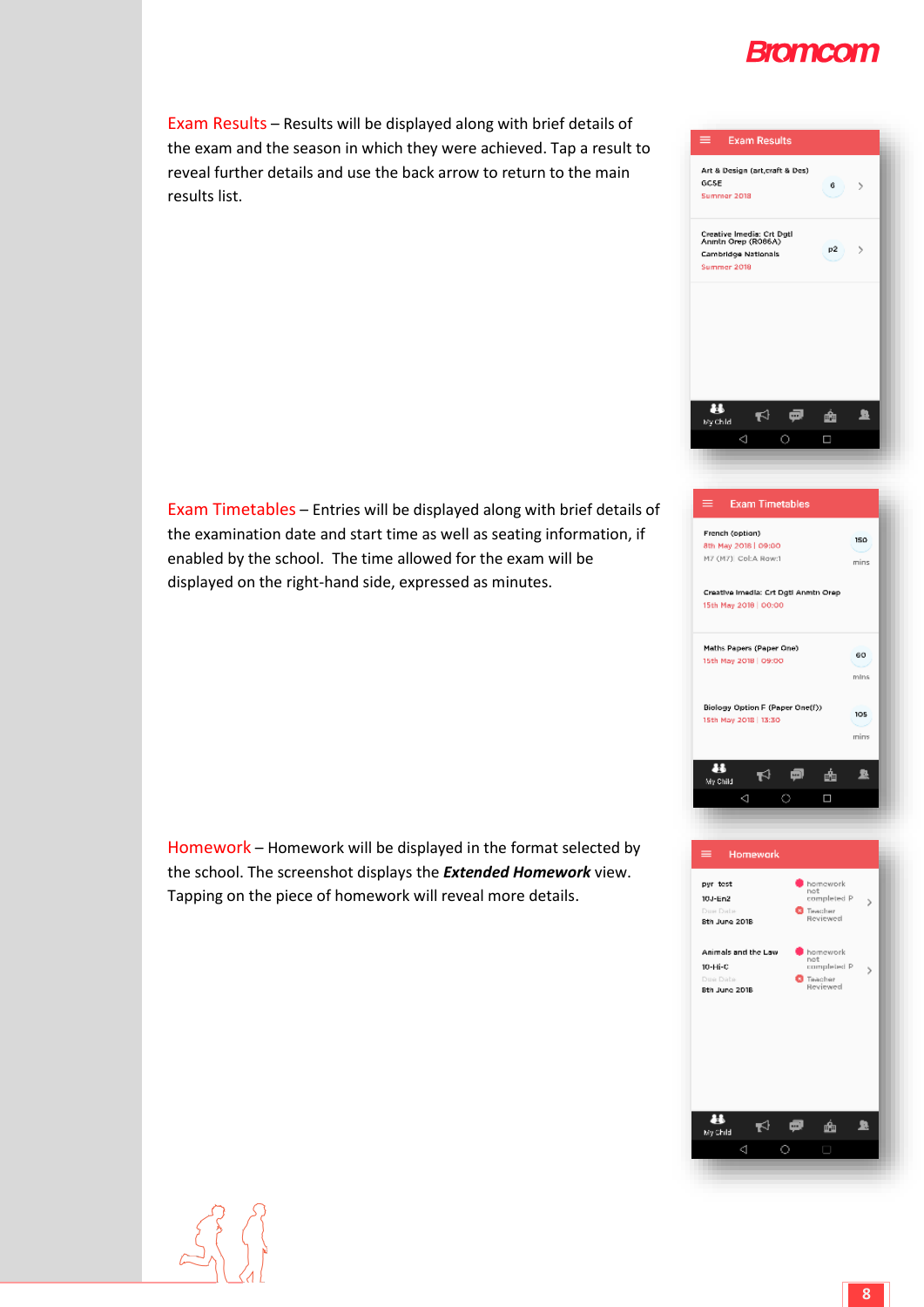Exam Results – Results will be displayed along with brief details of the exam and the season in which they were achieved. Tap a result to reveal further details and use the back arrow to return to the main results list.

Exam Timetables – Entries will be displayed along with brief details of the examination date and start time as well as seating information, if enabled by the school. The time allowed for the exam will be displayed on the right-hand side, expressed as minutes.

Homework – Homework will be displayed in the format selected by the school. The screenshot displays the ***Extended Homework*** view. Tapping on the piece of homework will reveal more details.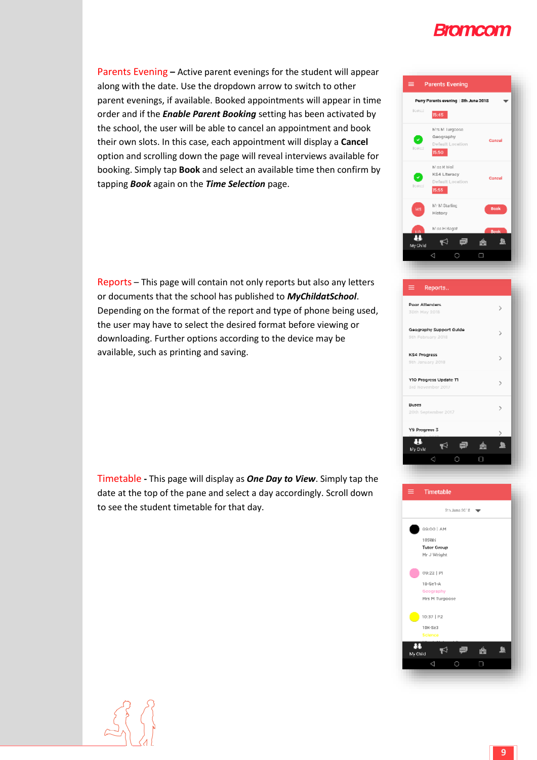**Parents Evening –** Active parent evenings for the student will appear along with the date. Use the dropdown arrow to switch to other parent evenings, if available. Booked appointments will appear in time order and if the ***Enable Parent Booking*** setting has been activated by the school, the user will be able to cancel an appointment and book their own slots. In this case, each appointment will display a **Cancel** option and scrolling down the page will reveal interviews available for booking. Simply tap **Book** and select an available time then confirm by tapping ***Book*** again on the ***Time Selection*** page.

**Reports** – This page will contain not only reports but also any letters or documents that the school has published to ***MyChildatSchool***. Depending on the format of the report and type of phone being used, the user may have to select the desired format before viewing or downloading. Further options according to the device may be available, such as printing and saving.

**Timetable -** This page will display as ***One Day to View***. Simply tap the date at the top of the pane and select a day accordingly. Scroll down to see the student timetable for that day.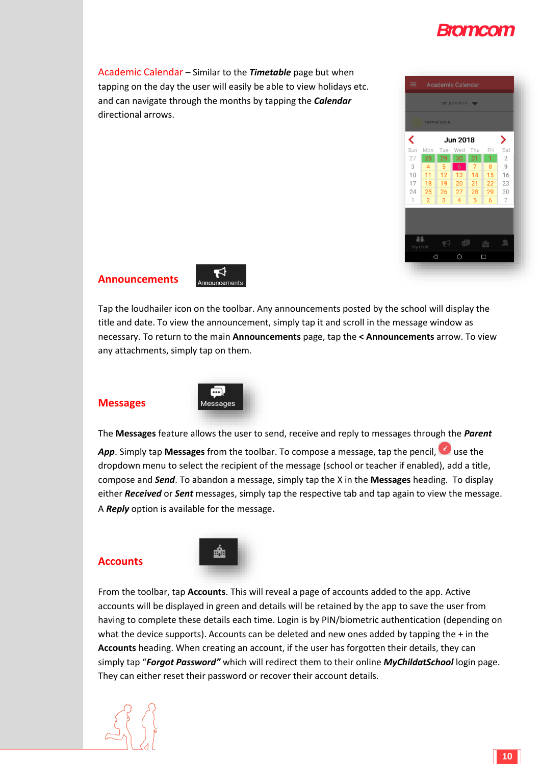Academic Calendar – Similar to the ***Timetable*** page but when tapping on the day the user will easily be able to view holidays etc. and can navigate through the months by tapping the ***Calendar*** directional arrows.

## Announcements

Tap the loudhailer icon on the toolbar. Any announcements posted by the school will display the title and date. To view the announcement, simply tap it and scroll in the message window as necessary. To return to the main **Announcements** page, tap the **< Announcements** arrow. To view any attachments, simply tap on them.

## Messages

The **Messages** feature allows the user to send, receive and reply to messages through the ***Parent App***. Simply tap **Messages** from the toolbar. To compose a message, tap the pencil, use the dropdown menu to select the recipient of the message (school or teacher if enabled), add a title, compose and ***Send***. To abandon a message, simply tap the X in the **Messages** heading. To display either ***Received*** or ***Sent*** messages, simply tap the respective tab and tap again to view the message. A ***Reply*** option is available for the message.

## Accounts

From the toolbar, tap **Accounts**. This will reveal a page of accounts added to the app. Active accounts will be displayed in green and details will be retained by the app to save the user from having to complete these details each time. Login is by PIN/biometric authentication (depending on what the device supports). Accounts can be deleted and new ones added by tapping the + in the **Accounts** heading. When creating an account, if the user has forgotten their details, they can simply tap "***Forgot Password"*** which will redirect them to their online ***MyChildatSchool*** login page. They can either reset their password or recover their account details.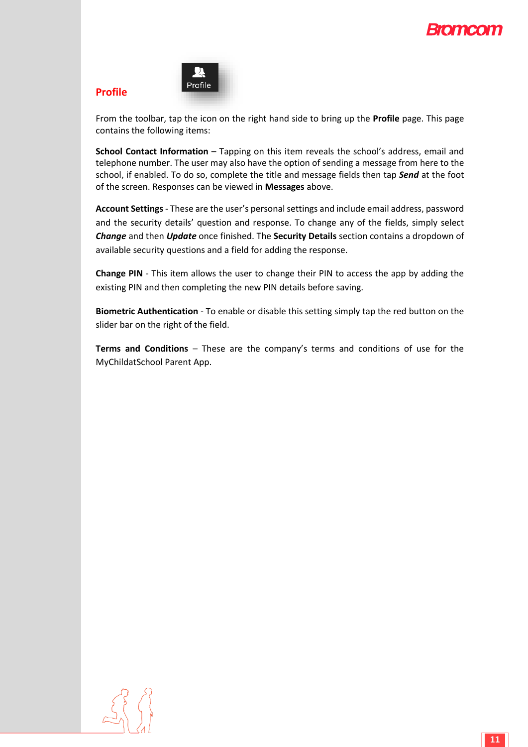## Profile

From the toolbar, tap the icon on the right hand side to bring up the **Profile** page. This page contains the following items:

**School Contact Information** – Tapping on this item reveals the school's address, email and telephone number. The user may also have the option of sending a message from here to the school, if enabled. To do so, complete the title and message fields then tap ***Send*** at the foot of the screen. Responses can be viewed in **Messages** above.

**Account Settings** - These are the user's personal settings and include email address, password and the security details' question and response. To change any of the fields, simply select ***Change*** and then ***Update*** once finished. The **Security Details** section contains a dropdown of available security questions and a field for adding the response.

**Change PIN** - This item allows the user to change their PIN to access the app by adding the existing PIN and then completing the new PIN details before saving.

**Biometric Authentication** - To enable or disable this setting simply tap the red button on the slider bar on the right of the field.

**Terms and Conditions** – These are the company's terms and conditions of use for the MyChildatSchool Parent App.